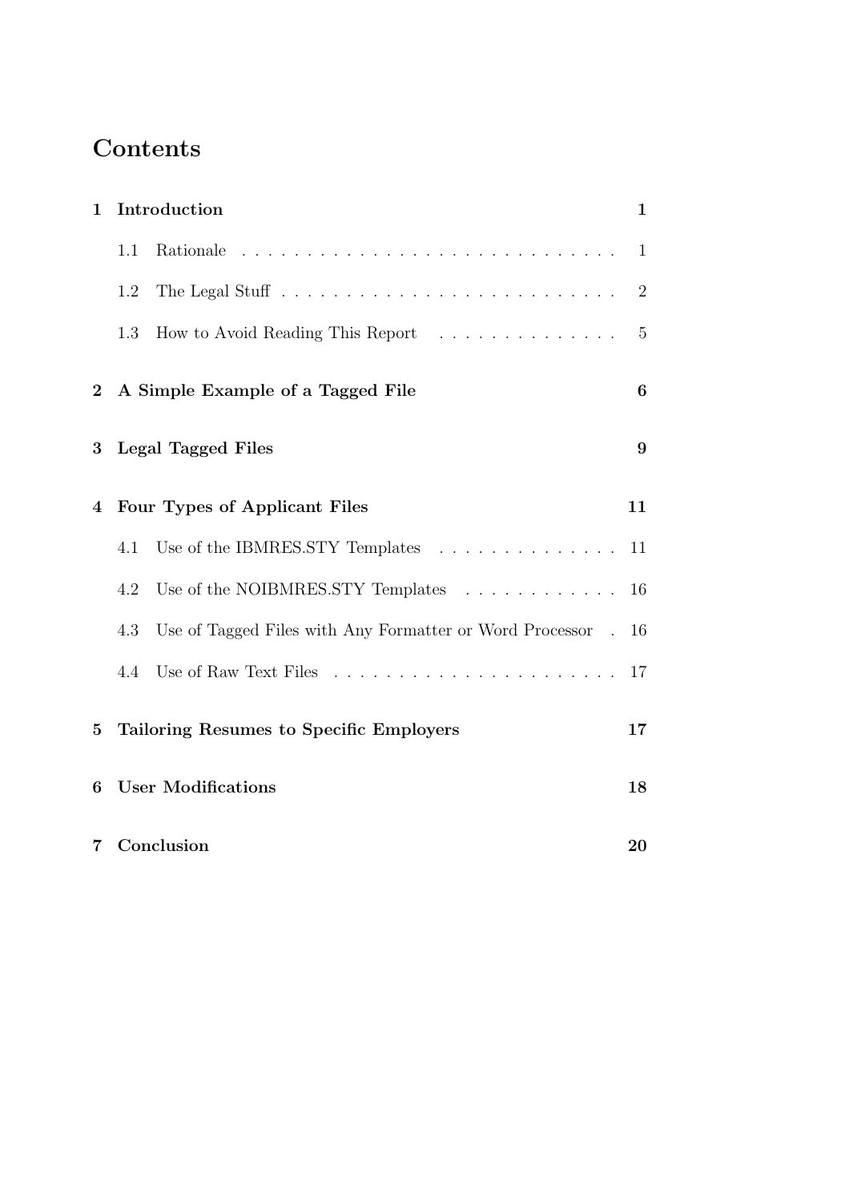# Contents

**1 Introduction** **1**

- 1.1 Rationale . . . . . . . . . . . . . . . . . . . . . . . . . . . . . 1
- 1.2 The Legal Stuff . . . . . . . . . . . . . . . . . . . . . . . . . . 2
- 1.3 How to Avoid Reading This Report . . . . . . . . . . . . . . . 5

**2 A Simple Example of a Tagged File** **6**

**3 Legal Tagged Files** **9**

**4 Four Types of Applicant Files** **11**

- 4.1 Use of the IBMRES.STY Templates . . . . . . . . . . . . . . . 11
- 4.2 Use of the NOIBMRES.STY Templates . . . . . . . . . . . . . 16
- 4.3 Use of Tagged Files with Any Formatter or Word Processor . 16
- 4.4 Use of Raw Text Files . . . . . . . . . . . . . . . . . . . . . . 17

**5 Tailoring Resumes to Specific Employers** **17**

**6 User Modifications** **18**

**7 Conclusion** **20**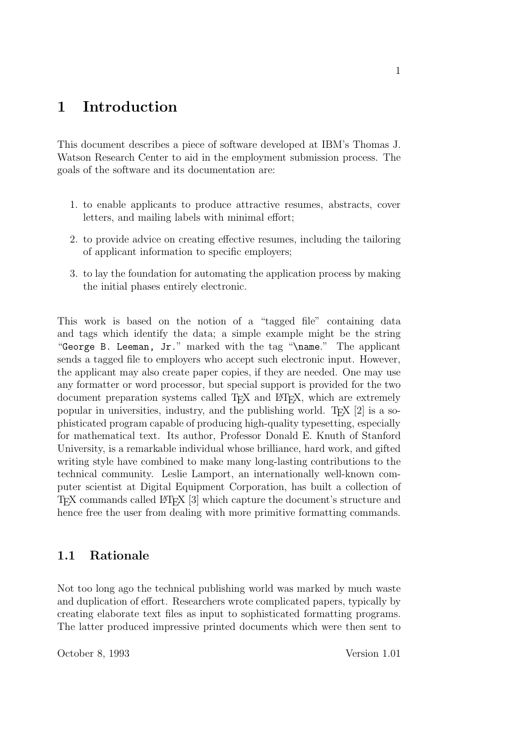# 1 Introduction

This document describes a piece of software developed at IBM's Thomas J. Watson Research Center to aid in the employment submission process. The goals of the software and its documentation are:

1. to enable applicants to produce attractive resumes, abstracts, cover letters, and mailing labels with minimal effort;
2. to provide advice on creating effective resumes, including the tailoring of applicant information to specific employers;
3. to lay the foundation for automating the application process by making the initial phases entirely electronic.

This work is based on the notion of a "tagged file" containing data and tags which identify the data; a simple example might be the string "`George B. Leeman, Jr.`" marked with the tag "`\name`." The applicant sends a tagged file to employers who accept such electronic input. However, the applicant may also create paper copies, if they are needed. One may use any formatter or word processor, but special support is provided for the two document preparation systems called TeX and LaTeX, which are extremely popular in universities, industry, and the publishing world. TeX [2] is a sophisticated program capable of producing high-quality typesetting, especially for mathematical text. Its author, Professor Donald E. Knuth of Stanford University, is a remarkable individual whose brilliance, hard work, and gifted writing style have combined to make many long-lasting contributions to the technical community. Leslie Lamport, an internationally well-known computer scientist at Digital Equipment Corporation, has built a collection of TeX commands called LaTeX [3] which capture the document's structure and hence free the user from dealing with more primitive formatting commands.

## 1.1 Rationale

Not too long ago the technical publishing world was marked by much waste and duplication of effort. Researchers wrote complicated papers, typically by creating elaborate text files as input to sophisticated formatting programs. The latter produced impressive printed documents which were then sent to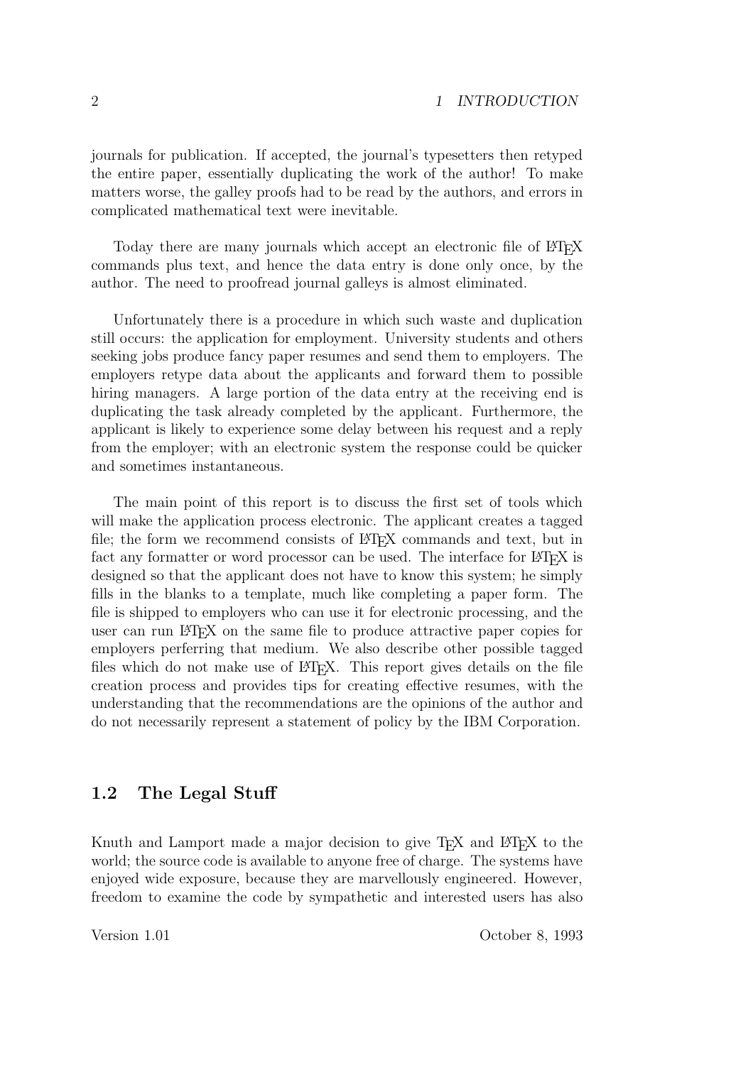journals for publication. If accepted, the journal's typesetters then retyped the entire paper, essentially duplicating the work of the author! To make matters worse, the galley proofs had to be read by the authors, and errors in complicated mathematical text were inevitable.

Today there are many journals which accept an electronic file of LaTeX commands plus text, and hence the data entry is done only once, by the author. The need to proofread journal galleys is almost eliminated.

Unfortunately there is a procedure in which such waste and duplication still occurs: the application for employment. University students and others seeking jobs produce fancy paper resumes and send them to employers. The employers retype data about the applicants and forward them to possible hiring managers. A large portion of the data entry at the receiving end is duplicating the task already completed by the applicant. Furthermore, the applicant is likely to experience some delay between his request and a reply from the employer; with an electronic system the response could be quicker and sometimes instantaneous.

The main point of this report is to discuss the first set of tools which will make the application process electronic. The applicant creates a tagged file; the form we recommend consists of LaTeX commands and text, but in fact any formatter or word processor can be used. The interface for LaTeX is designed so that the applicant does not have to know this system; he simply fills in the blanks to a template, much like completing a paper form. The file is shipped to employers who can use it for electronic processing, and the user can run LaTeX on the same file to produce attractive paper copies for employers perferring that medium. We also describe other possible tagged files which do not make use of LaTeX. This report gives details on the file creation process and provides tips for creating effective resumes, with the understanding that the recommendations are the opinions of the author and do not necessarily represent a statement of policy by the IBM Corporation.

## 1.2 The Legal Stuff

Knuth and Lamport made a major decision to give TeX and LaTeX to the world; the source code is available to anyone free of charge. The systems have enjoyed wide exposure, because they are marvellously engineered. However, freedom to examine the code by sympathetic and interested users has also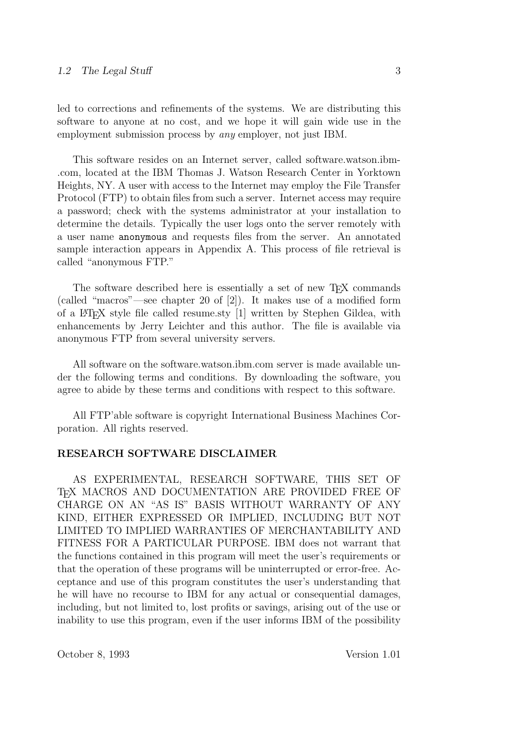led to corrections and refinements of the systems. We are distributing this software to anyone at no cost, and we hope it will gain wide use in the employment submission process by *any* employer, not just IBM.

This software resides on an Internet server, called software.watson.ibm-.com, located at the IBM Thomas J. Watson Research Center in Yorktown Heights, NY. A user with access to the Internet may employ the File Transfer Protocol (FTP) to obtain files from such a server. Internet access may require a password; check with the systems administrator at your installation to determine the details. Typically the user logs onto the server remotely with a user name `anonymous` and requests files from the server. An annotated sample interaction appears in Appendix A. This process of file retrieval is called "anonymous FTP."

The software described here is essentially a set of new TEX commands (called "macros"—see chapter 20 of [2]). It makes use of a modified form of a LATEX style file called resume.sty [1] written by Stephen Gildea, with enhancements by Jerry Leichter and this author. The file is available via anonymous FTP from several university servers.

All software on the software.watson.ibm.com server is made available under the following terms and conditions. By downloading the software, you agree to abide by these terms and conditions with respect to this software.

All FTP'able software is copyright International Business Machines Corporation. All rights reserved.

**RESEARCH SOFTWARE DISCLAIMER**

AS EXPERIMENTAL, RESEARCH SOFTWARE, THIS SET OF TEX MACROS AND DOCUMENTATION ARE PROVIDED FREE OF CHARGE ON AN "AS IS" BASIS WITHOUT WARRANTY OF ANY KIND, EITHER EXPRESSED OR IMPLIED, INCLUDING BUT NOT LIMITED TO IMPLIED WARRANTIES OF MERCHANTABILITY AND FITNESS FOR A PARTICULAR PURPOSE. IBM does not warrant that the functions contained in this program will meet the user's requirements or that the operation of these programs will be uninterrupted or error-free. Acceptance and use of this program constitutes the user's understanding that he will have no recourse to IBM for any actual or consequential damages, including, but not limited to, lost profits or savings, arising out of the use or inability to use this program, even if the user informs IBM of the possibility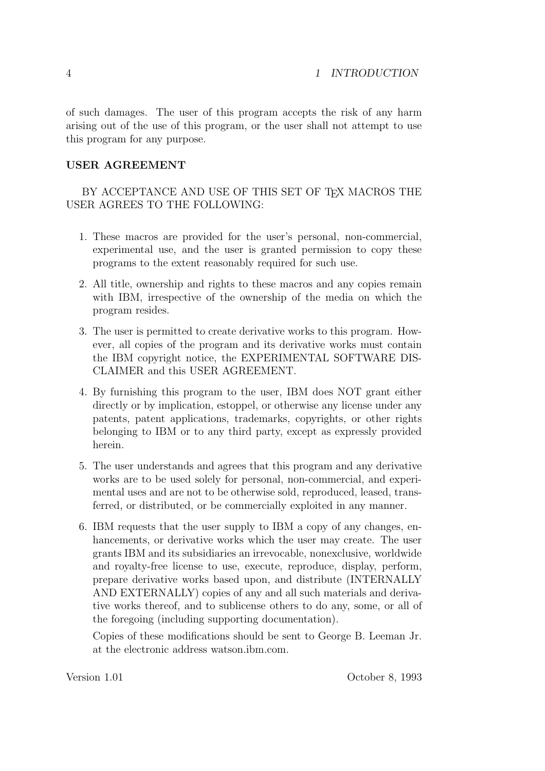of such damages. The user of this program accepts the risk of any harm arising out of the use of this program, or the user shall not attempt to use this program for any purpose.

**USER AGREEMENT**

BY ACCEPTANCE AND USE OF THIS SET OF TEX MACROS THE USER AGREES TO THE FOLLOWING:

1. These macros are provided for the user's personal, non-commercial, experimental use, and the user is granted permission to copy these programs to the extent reasonably required for such use.
2. All title, ownership and rights to these macros and any copies remain with IBM, irrespective of the ownership of the media on which the program resides.
3. The user is permitted to create derivative works to this program. However, all copies of the program and its derivative works must contain the IBM copyright notice, the EXPERIMENTAL SOFTWARE DISCLAIMER and this USER AGREEMENT.
4. By furnishing this program to the user, IBM does NOT grant either directly or by implication, estoppel, or otherwise any license under any patents, patent applications, trademarks, copyrights, or other rights belonging to IBM or to any third party, except as expressly provided herein.
5. The user understands and agrees that this program and any derivative works are to be used solely for personal, non-commercial, and experimental uses and are not to be otherwise sold, reproduced, leased, transferred, or distributed, or be commercially exploited in any manner.
6. IBM requests that the user supply to IBM a copy of any changes, enhancements, or derivative works which the user may create. The user grants IBM and its subsidiaries an irrevocable, nonexclusive, worldwide and royalty-free license to use, execute, reproduce, display, perform, prepare derivative works based upon, and distribute (INTERNALLY AND EXTERNALLY) copies of any and all such materials and derivative works thereof, and to sublicense others to do any, some, or all of the foregoing (including supporting documentation).

   Copies of these modifications should be sent to George B. Leeman Jr. at the electronic address watson.ibm.com.

Version 1.01 October 8, 1993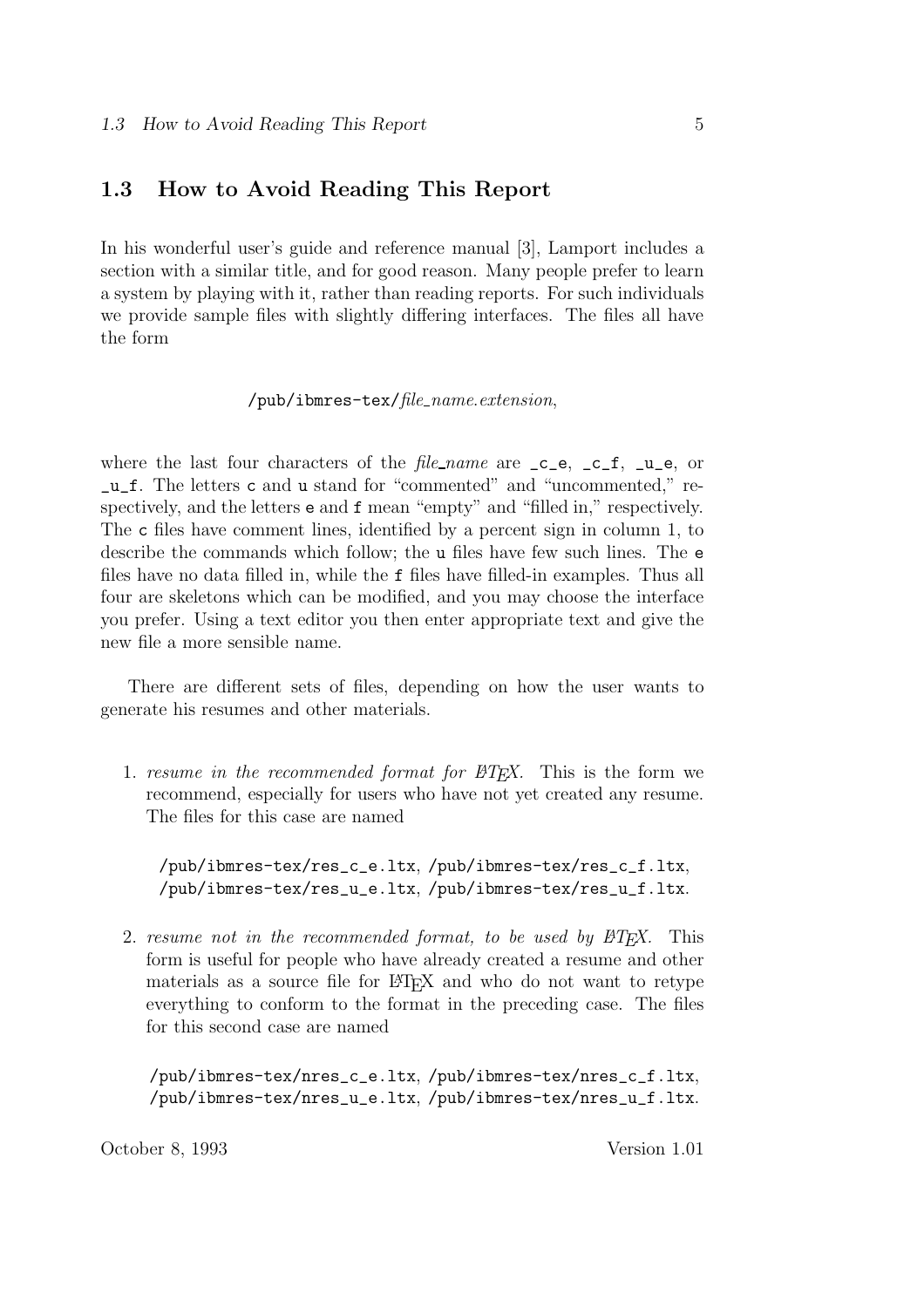## 1.3 How to Avoid Reading This Report

In his wonderful user's guide and reference manual [3], Lamport includes a section with a similar title, and for good reason. Many people prefer to learn a system by playing with it, rather than reading reports. For such individuals we provide sample files with slightly differing interfaces. The files all have the form

`/pub/ibmres-tex/`*file_name.extension*,

where the last four characters of the *file_name* are `_c_e`, `_c_f`, `_u_e`, or `_u_f`. The letters `c` and `u` stand for "commented" and "uncommented," respectively, and the letters `e` and `f` mean "empty" and "filled in," respectively. The `c` files have comment lines, identified by a percent sign in column 1, to describe the commands which follow; the `u` files have few such lines. The `e` files have no data filled in, while the `f` files have filled-in examples. Thus all four are skeletons which can be modified, and you may choose the interface you prefer. Using a text editor you then enter appropriate text and give the new file a more sensible name.

There are different sets of files, depending on how the user wants to generate his resumes and other materials.

1. *resume in the recommended format for LaTeX.* This is the form we recommend, especially for users who have not yet created any resume. The files for this case are named

   `/pub/ibmres-tex/res_c_e.ltx`, `/pub/ibmres-tex/res_c_f.ltx`,
   `/pub/ibmres-tex/res_u_e.ltx`, `/pub/ibmres-tex/res_u_f.ltx`.

2. *resume not in the recommended format, to be used by LaTeX.* This form is useful for people who have already created a resume and other materials as a source file for LaTeX and who do not want to retype everything to conform to the format in the preceding case. The files for this second case are named

   `/pub/ibmres-tex/nres_c_e.ltx`, `/pub/ibmres-tex/nres_c_f.ltx`,
   `/pub/ibmres-tex/nres_u_e.ltx`, `/pub/ibmres-tex/nres_u_f.ltx`.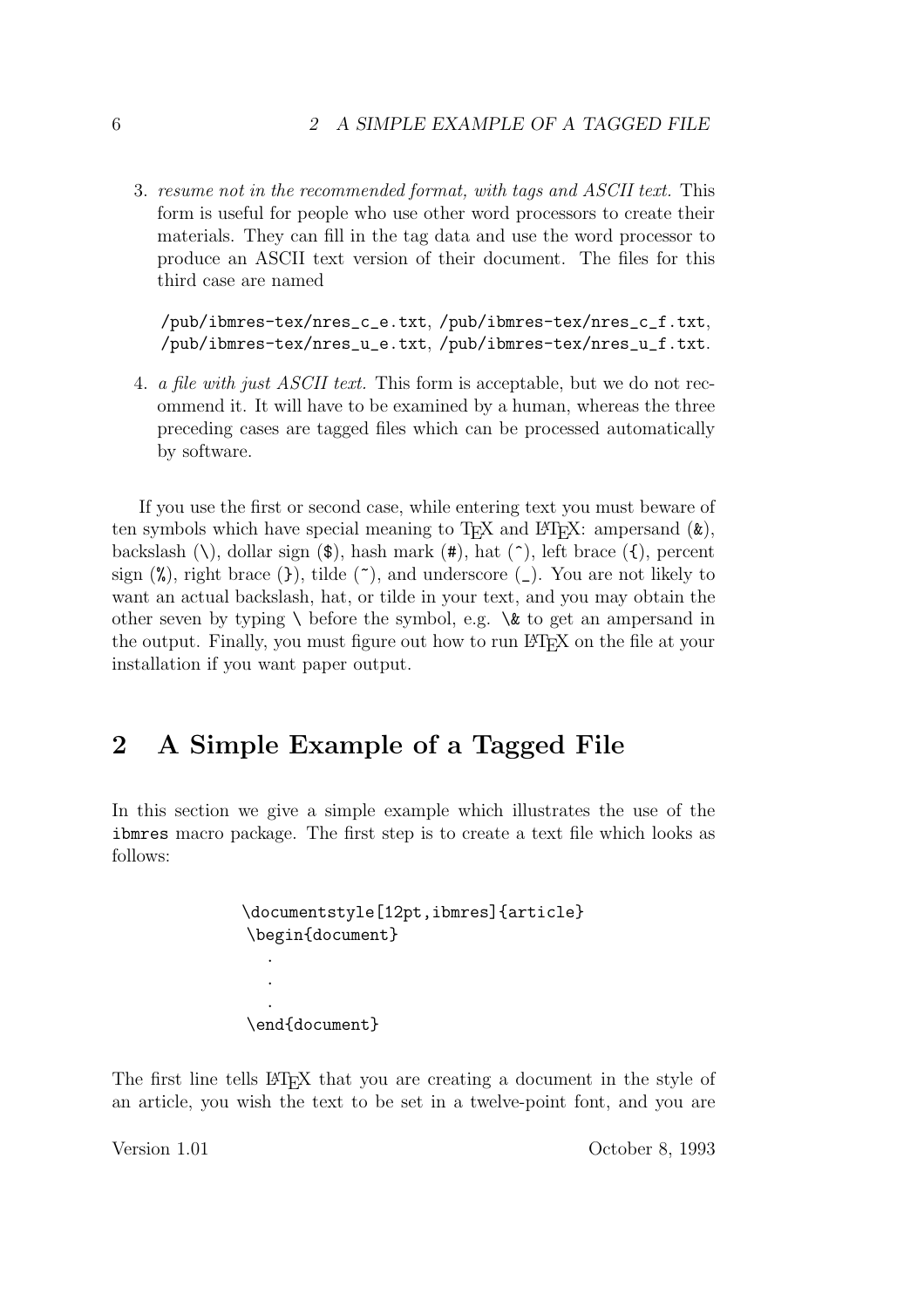3. *resume not in the recommended format, with tags and ASCII text.* This form is useful for people who use other word processors to create their materials. They can fill in the tag data and use the word processor to produce an ASCII text version of their document. The files for this third case are named

   `/pub/ibmres-tex/nres_c_e.txt`, `/pub/ibmres-tex/nres_c_f.txt`, `/pub/ibmres-tex/nres_u_e.txt`, `/pub/ibmres-tex/nres_u_f.txt`.

4. *a file with just ASCII text.* This form is acceptable, but we do not recommend it. It will have to be examined by a human, whereas the three preceding cases are tagged files which can be processed automatically by software.

If you use the first or second case, while entering text you must beware of ten symbols which have special meaning to TEX and LATEX: ampersand (`&`), backslash (`\`), dollar sign (`$`), hash mark (`#`), hat (`^`), left brace (`{`), percent sign (`%`), right brace (`}`), tilde (`~`), and underscore (`_`). You are not likely to want an actual backslash, hat, or tilde in your text, and you may obtain the other seven by typing `\` before the symbol, e.g. `\&` to get an ampersand in the output. Finally, you must figure out how to run LATEX on the file at your installation if you want paper output.

## 2 A Simple Example of a Tagged File

In this section we give a simple example which illustrates the use of the `ibmres` macro package. The first step is to create a text file which looks as follows:

```
\documentstyle[12pt,ibmres]{article}
\begin{document}
   .
   .
   .
\end{document}
```

The first line tells LATEX that you are creating a document in the style of an article, you wish the text to be set in a twelve-point font, and you are

Version 1.01 October 8, 1993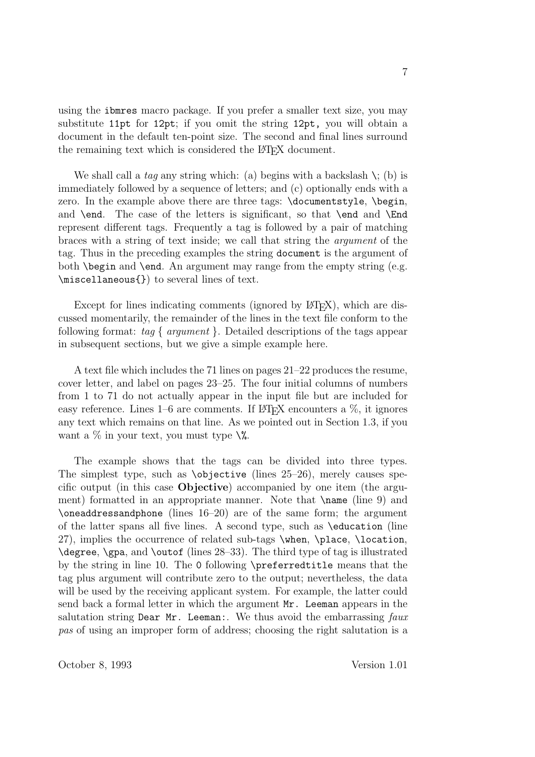using the `ibmres` macro package. If you prefer a smaller text size, you may substitute `11pt` for `12pt`; if you omit the string `12pt,` you will obtain a document in the default ten-point size. The second and final lines surround the remaining text which is considered the LaTeX document.

We shall call a *tag* any string which: (a) begins with a backslash `\`; (b) is immediately followed by a sequence of letters; and (c) optionally ends with a zero. In the example above there are three tags: `\documentstyle`, `\begin`, and `\end`. The case of the letters is significant, so that `\end` and `\End` represent different tags. Frequently a tag is followed by a pair of matching braces with a string of text inside; we call that string the *argument* of the tag. Thus in the preceding examples the string `document` is the argument of both `\begin` and `\end`. An argument may range from the empty string (e.g. `\miscellaneous{}`) to several lines of text.

Except for lines indicating comments (ignored by LaTeX), which are discussed momentarily, the remainder of the lines in the text file conform to the following format: *tag* { *argument* }. Detailed descriptions of the tags appear in subsequent sections, but we give a simple example here.

A text file which includes the 71 lines on pages 21–22 produces the resume, cover letter, and label on pages 23–25. The four initial columns of numbers from 1 to 71 do not actually appear in the input file but are included for easy reference. Lines 1–6 are comments. If LaTeX encounters a %, it ignores any text which remains on that line. As we pointed out in Section 1.3, if you want a % in your text, you must type `\%`.

The example shows that the tags can be divided into three types. The simplest type, such as `\objective` (lines 25–26), merely causes specific output (in this case **Objective**) accompanied by one item (the argument) formatted in an appropriate manner. Note that `\name` (line 9) and `\oneaddressandphone` (lines 16–20) are of the same form; the argument of the latter spans all five lines. A second type, such as `\education` (line 27), implies the occurrence of related sub-tags `\when`, `\place`, `\location`, `\degree`, `\gpa`, and `\outof` (lines 28–33). The third type of tag is illustrated by the string in line 10. The `0` following `\preferredtitle` means that the tag plus argument will contribute zero to the output; nevertheless, the data will be used by the receiving applicant system. For example, the latter could send back a formal letter in which the argument `Mr. Leeman` appears in the salutation string `Dear Mr. Leeman:`. We thus avoid the embarrassing *faux pas* of using an improper form of address; choosing the right salutation is a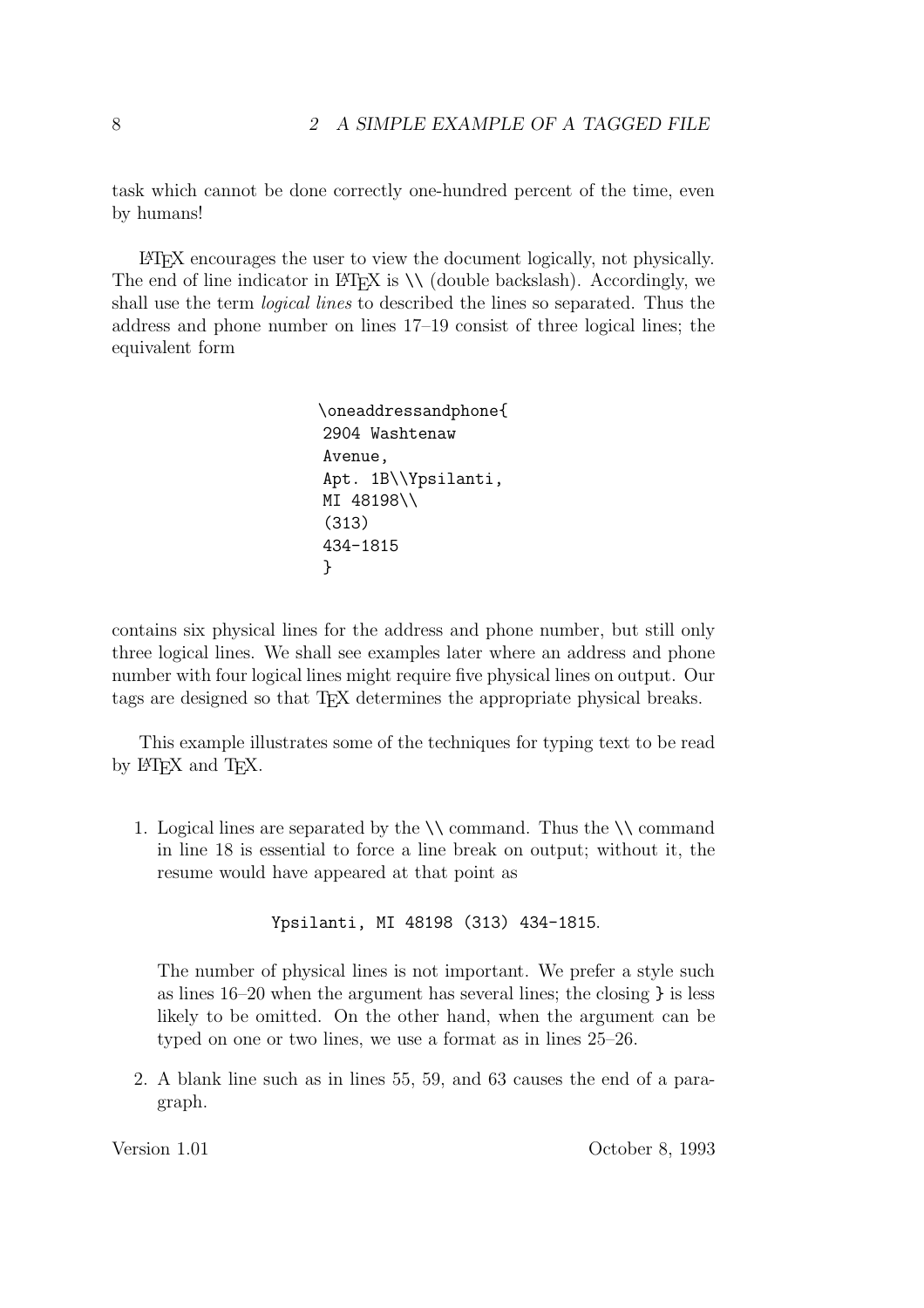task which cannot be done correctly one-hundred percent of the time, even by humans!

LaTeX encourages the user to view the document logically, not physically. The end of line indicator in LaTeX is `\\` (double backslash). Accordingly, we shall use the term *logical lines* to described the lines so separated. Thus the address and phone number on lines 17–19 consist of three logical lines; the equivalent form

```
\oneaddressandphone{
2904 Washtenaw
Avenue,
Apt. 1B\\Ypsilanti,
MI 48198\\
(313)
434-1815
}
```

contains six physical lines for the address and phone number, but still only three logical lines. We shall see examples later where an address and phone number with four logical lines might require five physical lines on output. Our tags are designed so that TeX determines the appropriate physical breaks.

This example illustrates some of the techniques for typing text to be read by LaTeX and TeX.

1. Logical lines are separated by the `\\` command. Thus the `\\` command in line 18 is essential to force a line break on output; without it, the resume would have appeared at that point as

   `Ypsilanti, MI 48198 (313) 434-1815.`

   The number of physical lines is not important. We prefer a style such as lines 16–20 when the argument has several lines; the closing `}` is less likely to be omitted. On the other hand, when the argument can be typed on one or two lines, we use a format as in lines 25–26.

2. A blank line such as in lines 55, 59, and 63 causes the end of a paragraph.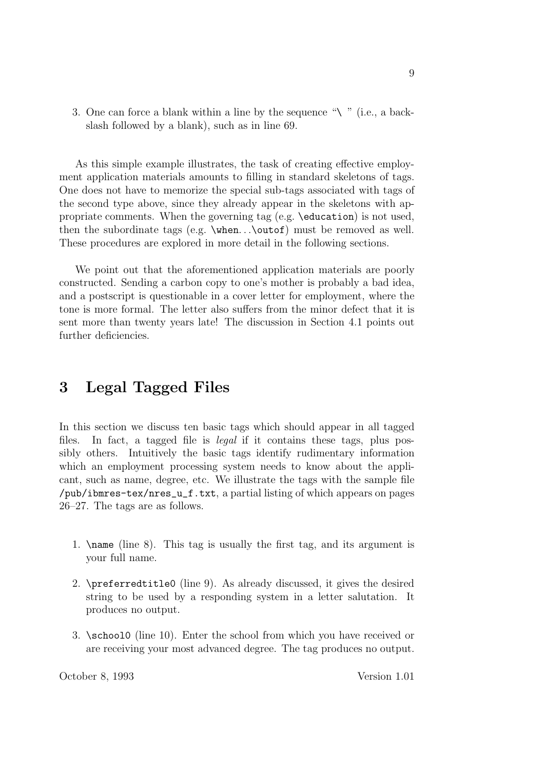3. One can force a blank within a line by the sequence "`\ `" (i.e., a backslash followed by a blank), such as in line 69.

As this simple example illustrates, the task of creating effective employment application materials amounts to filling in standard skeletons of tags. One does not have to memorize the special sub-tags associated with tags of the second type above, since they already appear in the skeletons with appropriate comments. When the governing tag (e.g. `\education`) is not used, then the subordinate tags (e.g. `\when`...`\outof`) must be removed as well. These procedures are explored in more detail in the following sections.

We point out that the aforementioned application materials are poorly constructed. Sending a carbon copy to one's mother is probably a bad idea, and a postscript is questionable in a cover letter for employment, where the tone is more formal. The letter also suffers from the minor defect that it is sent more than twenty years late! The discussion in Section 4.1 points out further deficiencies.

# 3 Legal Tagged Files

In this section we discuss ten basic tags which should appear in all tagged files. In fact, a tagged file is *legal* if it contains these tags, plus possibly others. Intuitively the basic tags identify rudimentary information which an employment processing system needs to know about the applicant, such as name, degree, etc. We illustrate the tags with the sample file `/pub/ibmres-tex/nres_u_f.txt`, a partial listing of which appears on pages 26–27. The tags are as follows.

1. `\name` (line 8). This tag is usually the first tag, and its argument is your full name.

2. `\preferredtitle0` (line 9). As already discussed, it gives the desired string to be used by a responding system in a letter salutation. It produces no output.

3. `\school0` (line 10). Enter the school from which you have received or are receiving your most advanced degree. The tag produces no output.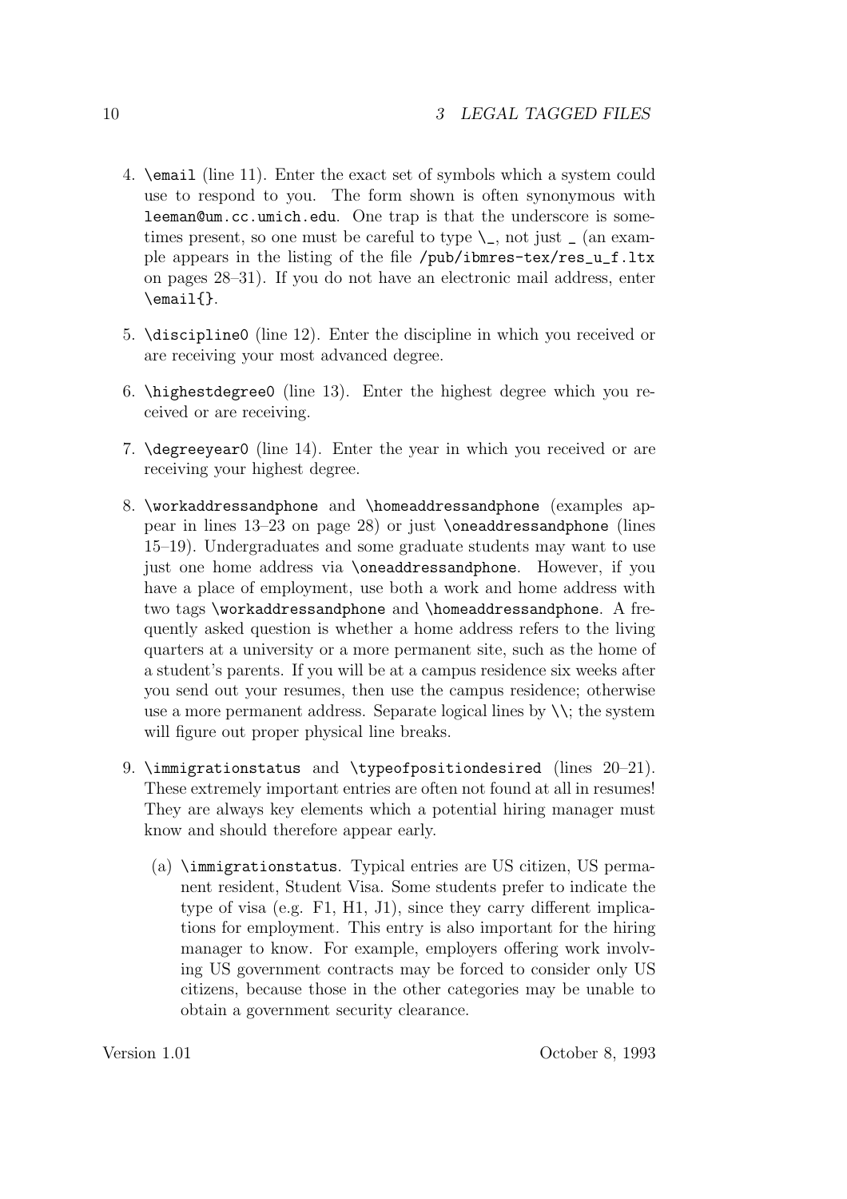4. `\email` (line 11). Enter the exact set of symbols which a system could use to respond to you. The form shown is often synonymous with `leeman@um.cc.umich.edu`. One trap is that the underscore is sometimes present, so one must be careful to type `\_`, not just `_` (an example appears in the listing of the file `/pub/ibmres-tex/res_u_f.ltx` on pages 28–31). If you do not have an electronic mail address, enter `\email{}`.

5. `\discipline0` (line 12). Enter the discipline in which you received or are receiving your most advanced degree.

6. `\highestdegree0` (line 13). Enter the highest degree which you received or are receiving.

7. `\degreeyear0` (line 14). Enter the year in which you received or are receiving your highest degree.

8. `\workaddressandphone` and `\homeaddressandphone` (examples appear in lines 13–23 on page 28) or just `\oneaddressandphone` (lines 15–19). Undergraduates and some graduate students may want to use just one home address via `\oneaddressandphone`. However, if you have a place of employment, use both a work and home address with two tags `\workaddressandphone` and `\homeaddressandphone`. A frequently asked question is whether a home address refers to the living quarters at a university or a more permanent site, such as the home of a student's parents. If you will be at a campus residence six weeks after you send out your resumes, then use the campus residence; otherwise use a more permanent address. Separate logical lines by `\\`; the system will figure out proper physical line breaks.

9. `\immigrationstatus` and `\typeofpositiondesired` (lines 20–21). These extremely important entries are often not found at all in resumes! They are always key elements which a potential hiring manager must know and should therefore appear early.

   (a) `\immigrationstatus`. Typical entries are US citizen, US permanent resident, Student Visa. Some students prefer to indicate the type of visa (e.g. F1, H1, J1), since they carry different implications for employment. This entry is also important for the hiring manager to know. For example, employers offering work involving US government contracts may be forced to consider only US citizens, because those in the other categories may be unable to obtain a government security clearance.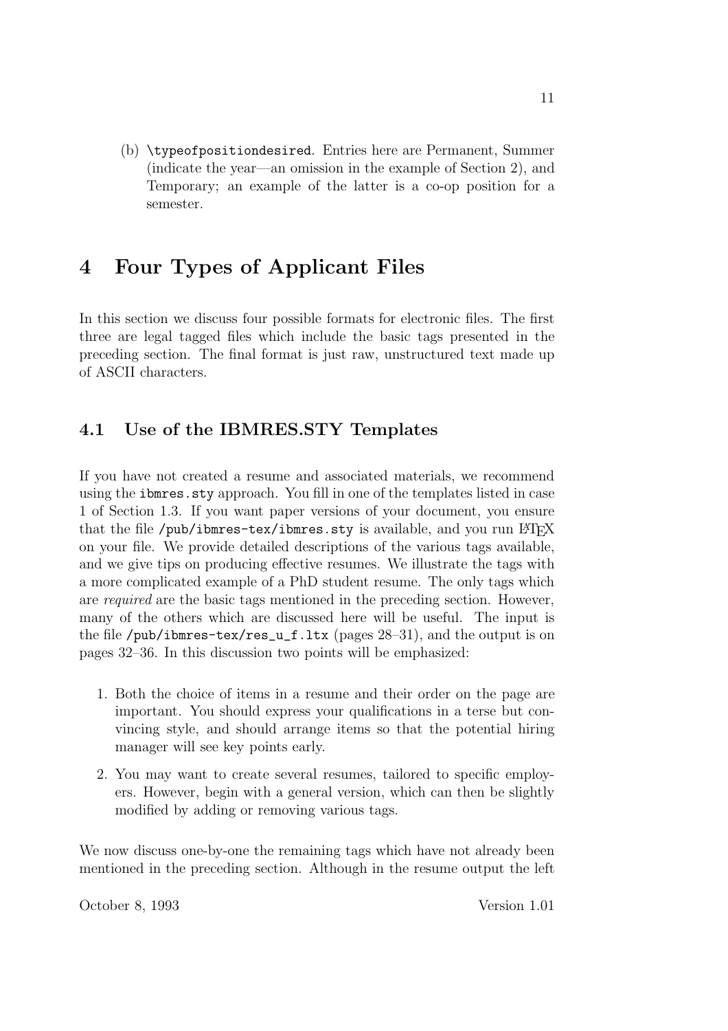(b) `\typeofpositiondesired`. Entries here are Permanent, Summer (indicate the year—an omission in the example of Section 2), and Temporary; an example of the latter is a co-op position for a semester.

# 4 Four Types of Applicant Files

In this section we discuss four possible formats for electronic files. The first three are legal tagged files which include the basic tags presented in the preceding section. The final format is just raw, unstructured text made up of ASCII characters.

## 4.1 Use of the IBMRES.STY Templates

If you have not created a resume and associated materials, we recommend using the `ibmres.sty` approach. You fill in one of the templates listed in case 1 of Section 1.3. If you want paper versions of your document, you ensure that the file `/pub/ibmres-tex/ibmres.sty` is available, and you run LaTeX on your file. We provide detailed descriptions of the various tags available, and we give tips on producing effective resumes. We illustrate the tags with a more complicated example of a PhD student resume. The only tags which are *required* are the basic tags mentioned in the preceding section. However, many of the others which are discussed here will be useful. The input is the file `/pub/ibmres-tex/res_u_f.ltx` (pages 28–31), and the output is on pages 32–36. In this discussion two points will be emphasized:

1. Both the choice of items in a resume and their order on the page are important. You should express your qualifications in a terse but convincing style, and should arrange items so that the potential hiring manager will see key points early.
2. You may want to create several resumes, tailored to specific employers. However, begin with a general version, which can then be slightly modified by adding or removing various tags.

We now discuss one-by-one the remaining tags which have not already been mentioned in the preceding section. Although in the resume output the left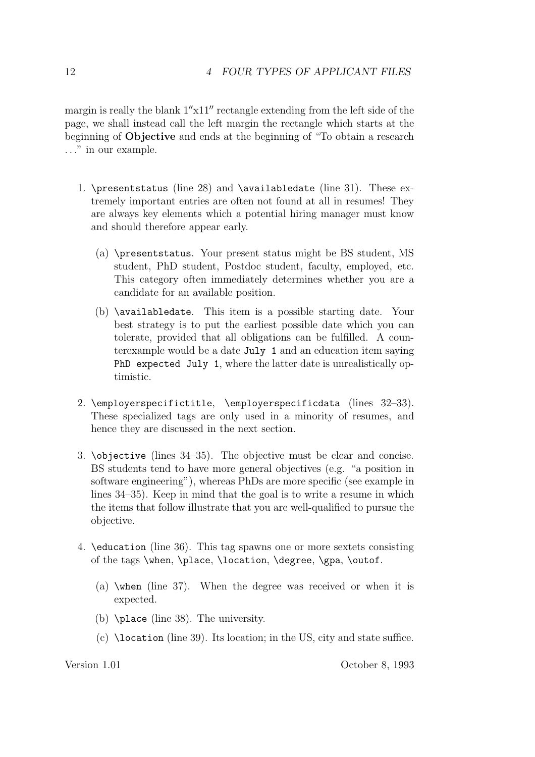margin is really the blank 1″x11″ rectangle extending from the left side of the page, we shall instead call the left margin the rectangle which starts at the beginning of **Objective** and ends at the beginning of "To obtain a research ..." in our example.

1. `\presentstatus` (line 28) and `\availabledate` (line 31). These extremely important entries are often not found at all in resumes! They are always key elements which a potential hiring manager must know and should therefore appear early.

   (a) `\presentstatus`. Your present status might be BS student, MS student, PhD student, Postdoc student, faculty, employed, etc. This category often immediately determines whether you are a candidate for an available position.

   (b) `\availabledate`. This item is a possible starting date. Your best strategy is to put the earliest possible date which you can tolerate, provided that all obligations can be fulfilled. A counterexample would be a date `July 1` and an education item saying `PhD expected July 1`, where the latter date is unrealistically optimistic.

2. `\employerspecifictitle`, `\employerspecificdata` (lines 32–33). These specialized tags are only used in a minority of resumes, and hence they are discussed in the next section.

3. `\objective` (lines 34–35). The objective must be clear and concise. BS students tend to have more general objectives (e.g. "a position in software engineering"), whereas PhDs are more specific (see example in lines 34–35). Keep in mind that the goal is to write a resume in which the items that follow illustrate that you are well-qualified to pursue the objective.

4. `\education` (line 36). This tag spawns one or more sextets consisting of the tags `\when`, `\place`, `\location`, `\degree`, `\gpa`, `\outof`.

   (a) `\when` (line 37). When the degree was received or when it is expected.

   (b) `\place` (line 38). The university.

   (c) `\location` (line 39). Its location; in the US, city and state suffice.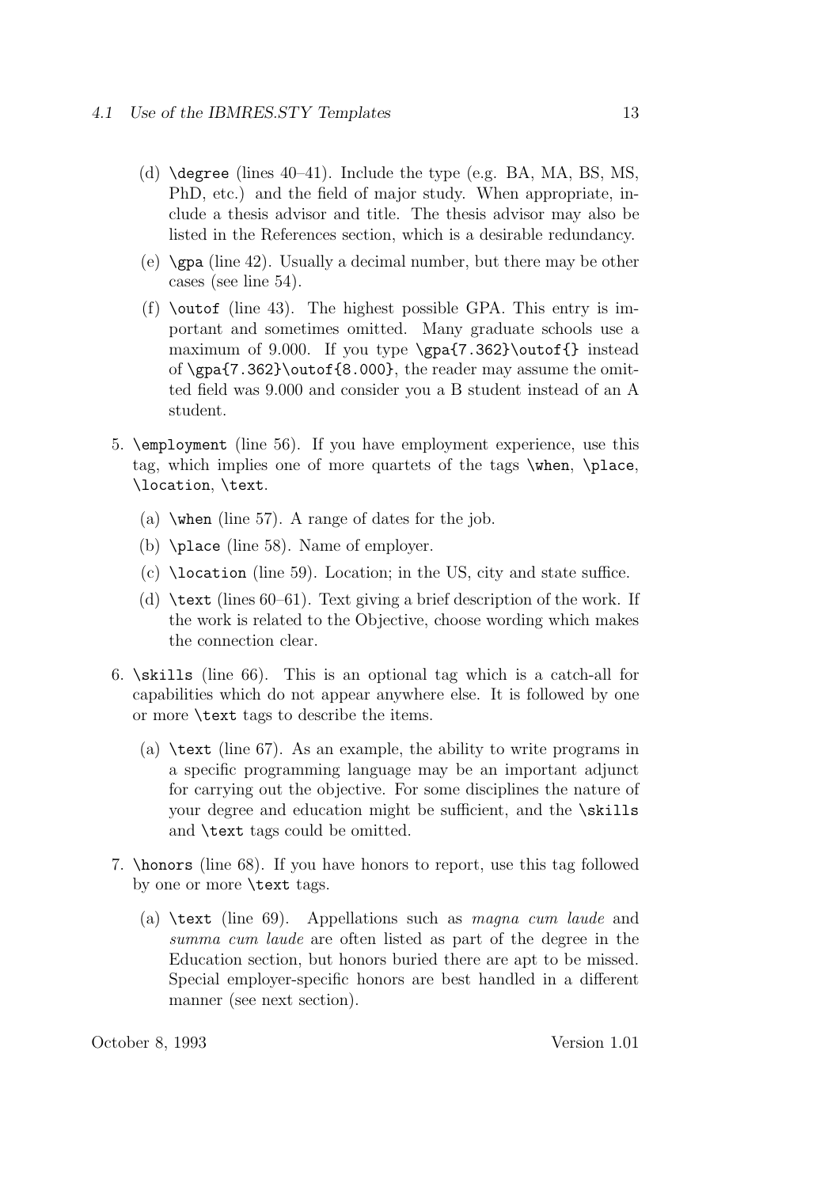(d) `\degree` (lines 40–41). Include the type (e.g. BA, MA, BS, MS, PhD, etc.) and the field of major study. When appropriate, include a thesis advisor and title. The thesis advisor may also be listed in the References section, which is a desirable redundancy.

(e) `\gpa` (line 42). Usually a decimal number, but there may be other cases (see line 54).

(f) `\outof` (line 43). The highest possible GPA. This entry is important and sometimes omitted. Many graduate schools use a maximum of 9.000. If you type `\gpa{7.362}\outof{}` instead of `\gpa{7.362}\outof{8.000}`, the reader may assume the omitted field was 9.000 and consider you a B student instead of an A student.

5. `\employment` (line 56). If you have employment experience, use this tag, which implies one of more quartets of the tags `\when`, `\place`, `\location`, `\text`.

   (a) `\when` (line 57). A range of dates for the job.

   (b) `\place` (line 58). Name of employer.

   (c) `\location` (line 59). Location; in the US, city and state suffice.

   (d) `\text` (lines 60–61). Text giving a brief description of the work. If the work is related to the Objective, choose wording which makes the connection clear.

6. `\skills` (line 66). This is an optional tag which is a catch-all for capabilities which do not appear anywhere else. It is followed by one or more `\text` tags to describe the items.

   (a) `\text` (line 67). As an example, the ability to write programs in a specific programming language may be an important adjunct for carrying out the objective. For some disciplines the nature of your degree and education might be sufficient, and the `\skills` and `\text` tags could be omitted.

7. `\honors` (line 68). If you have honors to report, use this tag followed by one or more `\text` tags.

   (a) `\text` (line 69). Appellations such as *magna cum laude* and *summa cum laude* are often listed as part of the degree in the Education section, but honors buried there are apt to be missed. Special employer-specific honors are best handled in a different manner (see next section).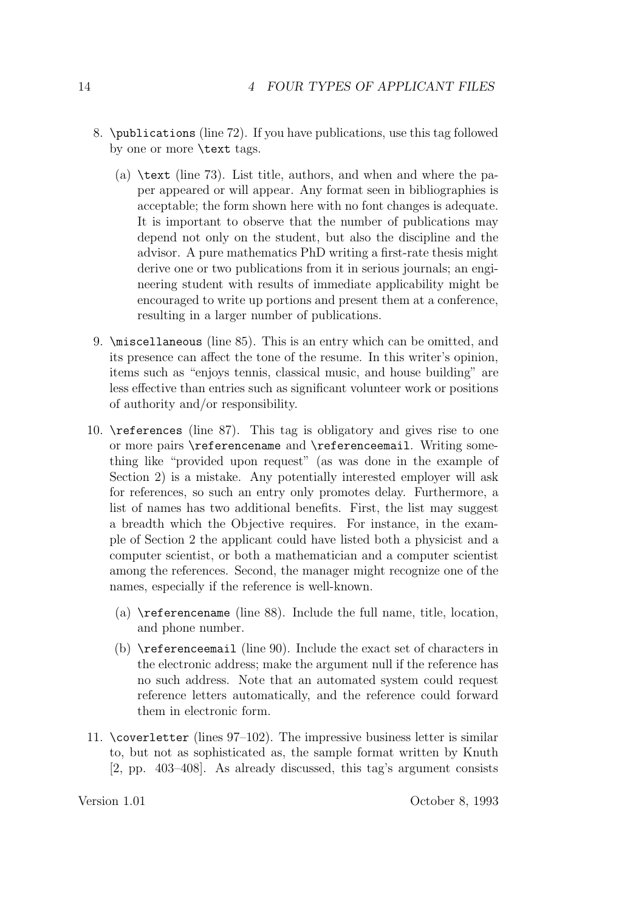8. `\publications` (line 72). If you have publications, use this tag followed by one or more `\text` tags.

   (a) `\text` (line 73). List title, authors, and when and where the paper appeared or will appear. Any format seen in bibliographies is acceptable; the form shown here with no font changes is adequate. It is important to observe that the number of publications may depend not only on the student, but also the discipline and the advisor. A pure mathematics PhD writing a first-rate thesis might derive one or two publications from it in serious journals; an engineering student with results of immediate applicability might be encouraged to write up portions and present them at a conference, resulting in a larger number of publications.

9. `\miscellaneous` (line 85). This is an entry which can be omitted, and its presence can affect the tone of the resume. In this writer's opinion, items such as "enjoys tennis, classical music, and house building" are less effective than entries such as significant volunteer work or positions of authority and/or responsibility.

10. `\references` (line 87). This tag is obligatory and gives rise to one or more pairs `\referencename` and `\referenceemail`. Writing something like "provided upon request" (as was done in the example of Section 2) is a mistake. Any potentially interested employer will ask for references, so such an entry only promotes delay. Furthermore, a list of names has two additional benefits. First, the list may suggest a breadth which the Objective requires. For instance, in the example of Section 2 the applicant could have listed both a physicist and a computer scientist, or both a mathematician and a computer scientist among the references. Second, the manager might recognize one of the names, especially if the reference is well-known.

    (a) `\referencename` (line 88). Include the full name, title, location, and phone number.

    (b) `\referenceemail` (line 90). Include the exact set of characters in the electronic address; make the argument null if the reference has no such address. Note that an automated system could request reference letters automatically, and the reference could forward them in electronic form.

11. `\coverletter` (lines 97–102). The impressive business letter is similar to, but not as sophisticated as, the sample format written by Knuth [2, pp. 403–408]. As already discussed, this tag's argument consists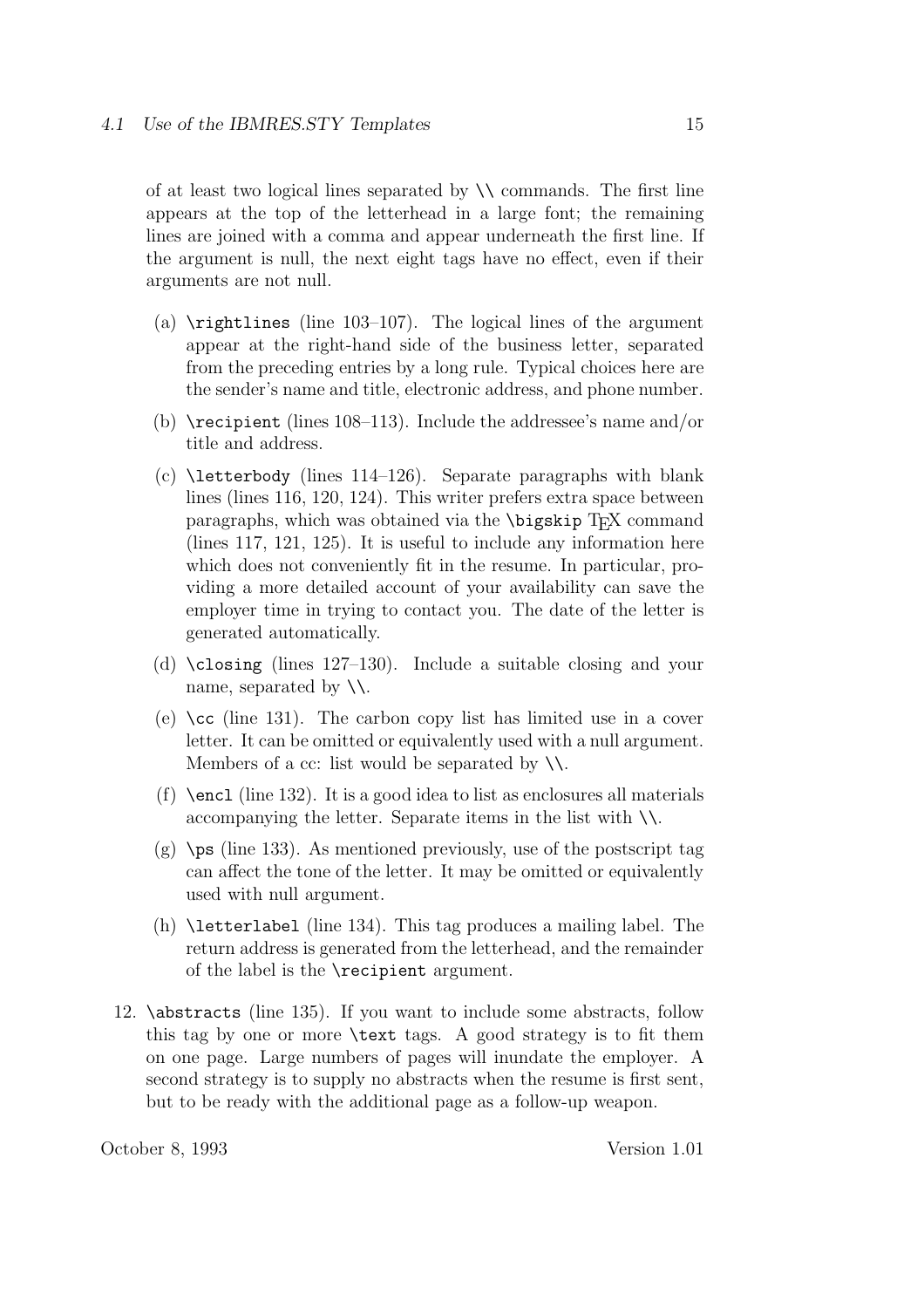of at least two logical lines separated by `\\` commands. The first line appears at the top of the letterhead in a large font; the remaining lines are joined with a comma and appear underneath the first line. If the argument is null, the next eight tags have no effect, even if their arguments are not null.

(a) `\rightlines` (line 103–107). The logical lines of the argument appear at the right-hand side of the business letter, separated from the preceding entries by a long rule. Typical choices here are the sender's name and title, electronic address, and phone number.

(b) `\recipient` (lines 108–113). Include the addressee's name and/or title and address.

(c) `\letterbody` (lines 114–126). Separate paragraphs with blank lines (lines 116, 120, 124). This writer prefers extra space between paragraphs, which was obtained via the `\bigskip` TEX command (lines 117, 121, 125). It is useful to include any information here which does not conveniently fit in the resume. In particular, providing a more detailed account of your availability can save the employer time in trying to contact you. The date of the letter is generated automatically.

(d) `\closing` (lines 127–130). Include a suitable closing and your name, separated by `\\`.

(e) `\cc` (line 131). The carbon copy list has limited use in a cover letter. It can be omitted or equivalently used with a null argument. Members of a cc: list would be separated by `\\`.

(f) `\encl` (line 132). It is a good idea to list as enclosures all materials accompanying the letter. Separate items in the list with `\\`.

(g) `\ps` (line 133). As mentioned previously, use of the postscript tag can affect the tone of the letter. It may be omitted or equivalently used with null argument.

(h) `\letterlabel` (line 134). This tag produces a mailing label. The return address is generated from the letterhead, and the remainder of the label is the `\recipient` argument.

12. `\abstracts` (line 135). If you want to include some abstracts, follow this tag by one or more `\text` tags. A good strategy is to fit them on one page. Large numbers of pages will inundate the employer. A second strategy is to supply no abstracts when the resume is first sent, but to be ready with the additional page as a follow-up weapon.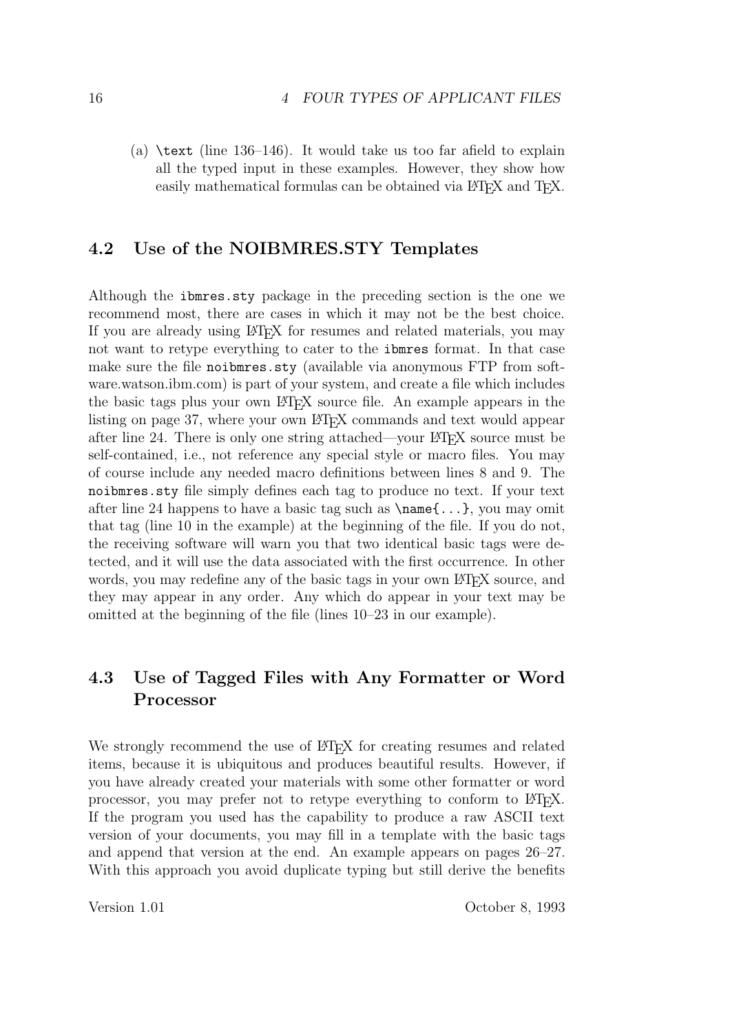(a) `\text` (line 136–146). It would take us too far afield to explain all the typed input in these examples. However, they show how easily mathematical formulas can be obtained via LaTeX and TeX.

## 4.2 Use of the NOIBMRES.STY Templates

Although the `ibmres.sty` package in the preceding section is the one we recommend most, there are cases in which it may not be the best choice. If you are already using LaTeX for resumes and related materials, you may not want to retype everything to cater to the `ibmres` format. In that case make sure the file `noibmres.sty` (available via anonymous FTP from software.watson.ibm.com) is part of your system, and create a file which includes the basic tags plus your own LaTeX source file. An example appears in the listing on page 37, where your own LaTeX commands and text would appear after line 24. There is only one string attached—your LaTeX source must be self-contained, i.e., not reference any special style or macro files. You may of course include any needed macro definitions between lines 8 and 9. The `noibmres.sty` file simply defines each tag to produce no text. If your text after line 24 happens to have a basic tag such as `\name{...}`, you may omit that tag (line 10 in the example) at the beginning of the file. If you do not, the receiving software will warn you that two identical basic tags were detected, and it will use the data associated with the first occurrence. In other words, you may redefine any of the basic tags in your own LaTeX source, and they may appear in any order. Any which do appear in your text may be omitted at the beginning of the file (lines 10–23 in our example).

## 4.3 Use of Tagged Files with Any Formatter or Word Processor

We strongly recommend the use of LaTeX for creating resumes and related items, because it is ubiquitous and produces beautiful results. However, if you have already created your materials with some other formatter or word processor, you may prefer not to retype everything to conform to LaTeX. If the program you used has the capability to produce a raw ASCII text version of your documents, you may fill in a template with the basic tags and append that version at the end. An example appears on pages 26–27. With this approach you avoid duplicate typing but still derive the benefits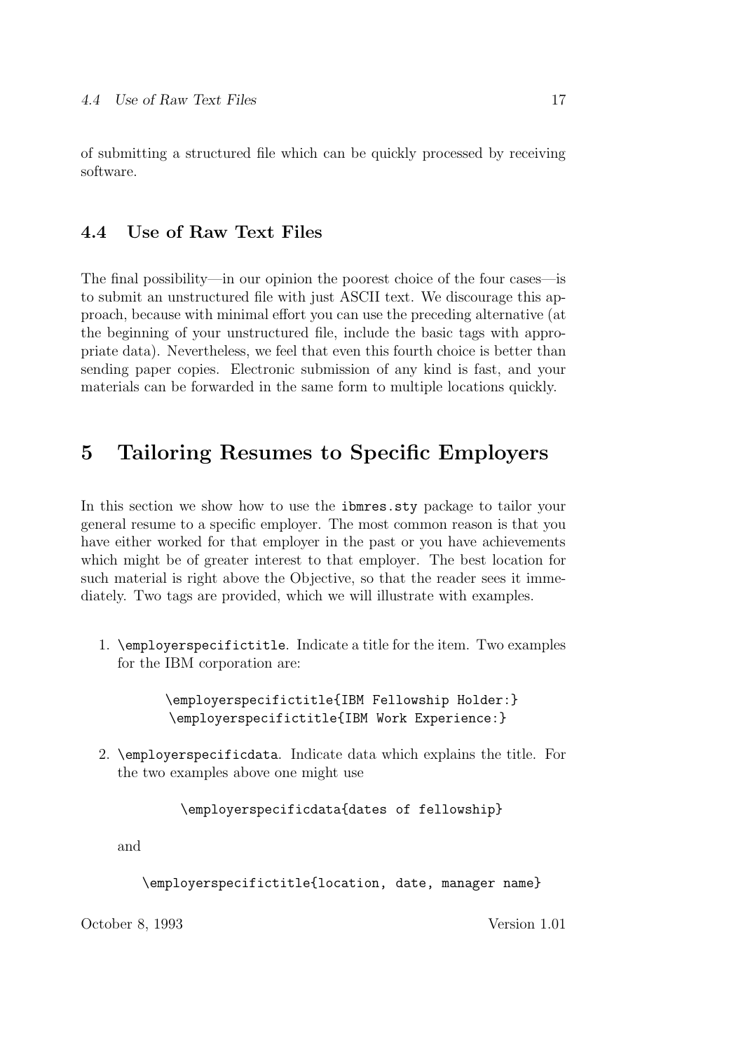of submitting a structured file which can be quickly processed by receiving software.

### 4.4 Use of Raw Text Files

The final possibility—in our opinion the poorest choice of the four cases—is to submit an unstructured file with just ASCII text. We discourage this approach, because with minimal effort you can use the preceding alternative (at the beginning of your unstructured file, include the basic tags with appropriate data). Nevertheless, we feel that even this fourth choice is better than sending paper copies. Electronic submission of any kind is fast, and your materials can be forwarded in the same form to multiple locations quickly.

## 5 Tailoring Resumes to Specific Employers

In this section we show how to use the `ibmres.sty` package to tailor your general resume to a specific employer. The most common reason is that you have either worked for that employer in the past or you have achievements which might be of greater interest to that employer. The best location for such material is right above the Objective, so that the reader sees it immediately. Two tags are provided, which we will illustrate with examples.

1. `\employerspecifictitle`. Indicate a title for the item. Two examples for the IBM corporation are:

   ```
   \employerspecifictitle{IBM Fellowship Holder:}
   \employerspecifictitle{IBM Work Experience:}
   ```

2. `\employerspecificdata`. Indicate data which explains the title. For the two examples above one might use

   ```
   \employerspecificdata{dates of fellowship}
   ```

   and

   ```
   \employerspecifictitle{location, date, manager name}
   ```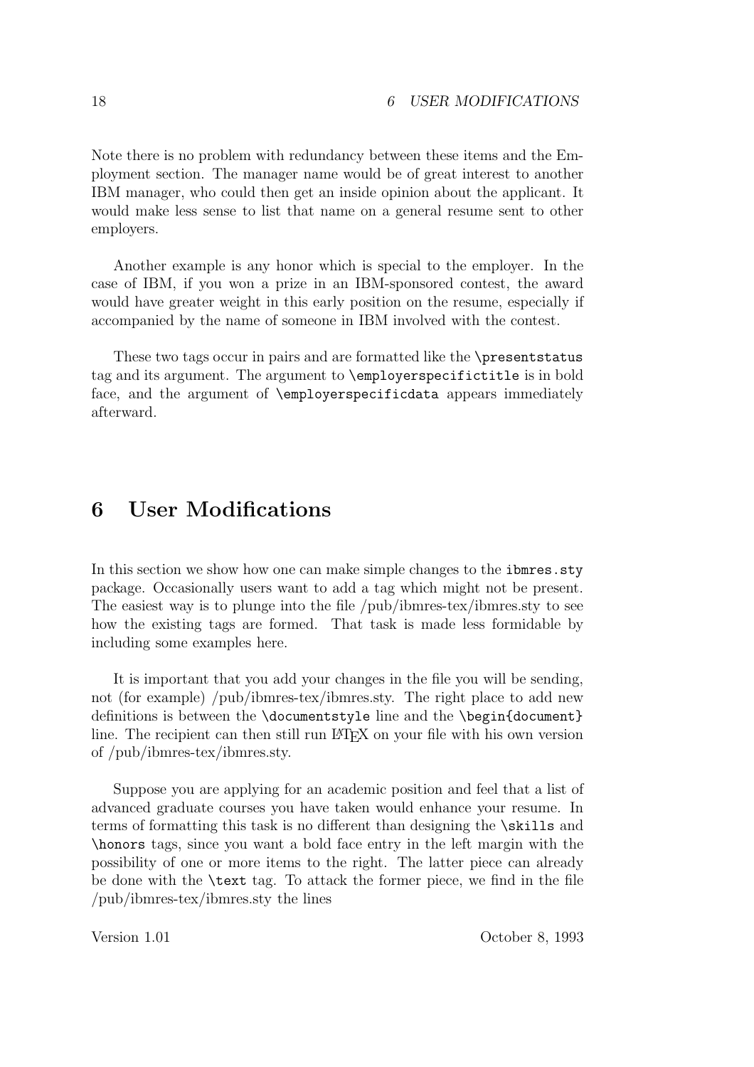Note there is no problem with redundancy between these items and the Employment section. The manager name would be of great interest to another IBM manager, who could then get an inside opinion about the applicant. It would make less sense to list that name on a general resume sent to other employers.

Another example is any honor which is special to the employer. In the case of IBM, if you won a prize in an IBM-sponsored contest, the award would have greater weight in this early position on the resume, especially if accompanied by the name of someone in IBM involved with the contest.

These two tags occur in pairs and are formatted like the `\presentstatus` tag and its argument. The argument to `\employerspecifictitle` is in bold face, and the argument of `\employerspecificdata` appears immediately afterward.

# 6 User Modifications

In this section we show how one can make simple changes to the `ibmres.sty` package. Occasionally users want to add a tag which might not be present. The easiest way is to plunge into the file /pub/ibmres-tex/ibmres.sty to see how the existing tags are formed. That task is made less formidable by including some examples here.

It is important that you add your changes in the file you will be sending, not (for example) /pub/ibmres-tex/ibmres.sty. The right place to add new definitions is between the `\documentstyle` line and the `\begin{document}` line. The recipient can then still run LaTeX on your file with his own version of /pub/ibmres-tex/ibmres.sty.

Suppose you are applying for an academic position and feel that a list of advanced graduate courses you have taken would enhance your resume. In terms of formatting this task is no different than designing the `\skills` and `\honors` tags, since you want a bold face entry in the left margin with the possibility of one or more items to the right. The latter piece can already be done with the `\text` tag. To attack the former piece, we find in the file /pub/ibmres-tex/ibmres.sty the lines

Version 1.01 October 8, 1993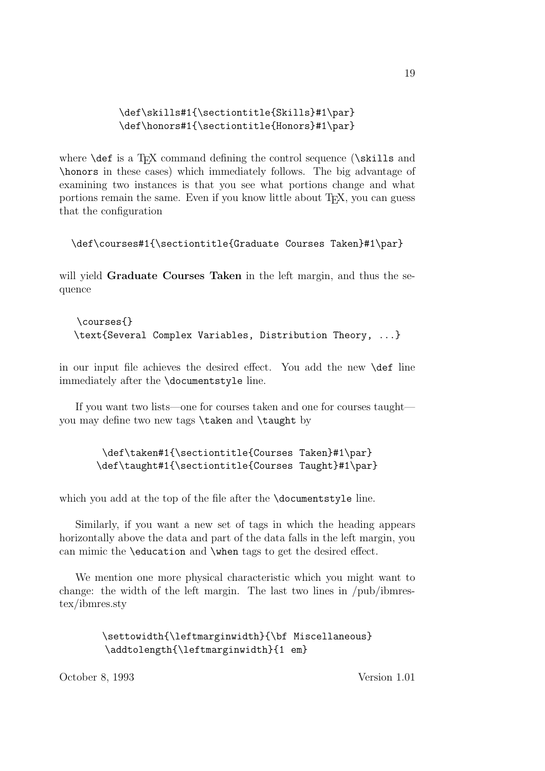```
\def\skills#1{\sectiontitle{Skills}#1\par}
\def\honors#1{\sectiontitle{Honors}#1\par}
```

where `\def` is a TEX command defining the control sequence (`\skills` and `\honors` in these cases) which immediately follows. The big advantage of examining two instances is that you see what portions change and what portions remain the same. Even if you know little about TEX, you can guess that the configuration

```
\def\courses#1{\sectiontitle{Graduate Courses Taken}#1\par}
```

will yield **Graduate Courses Taken** in the left margin, and thus the sequence

```
\courses{}
\text{Several Complex Variables, Distribution Theory, ...}
```

in our input file achieves the desired effect. You add the new `\def` line immediately after the `\documentstyle` line.

If you want two lists—one for courses taken and one for courses taught—you may define two new tags `\taken` and `\taught` by

```
\def\taken#1{\sectiontitle{Courses Taken}#1\par}
\def\taught#1{\sectiontitle{Courses Taught}#1\par}
```

which you add at the top of the file after the `\documentstyle` line.

Similarly, if you want a new set of tags in which the heading appears horizontally above the data and part of the data falls in the left margin, you can mimic the `\education` and `\when` tags to get the desired effect.

We mention one more physical characteristic which you might want to change: the width of the left margin. The last two lines in /pub/ibmres-tex/ibmres.sty

```
\settowidth{\leftmarginwidth}{\bf Miscellaneous}
\addtolength{\leftmarginwidth}{1 em}
```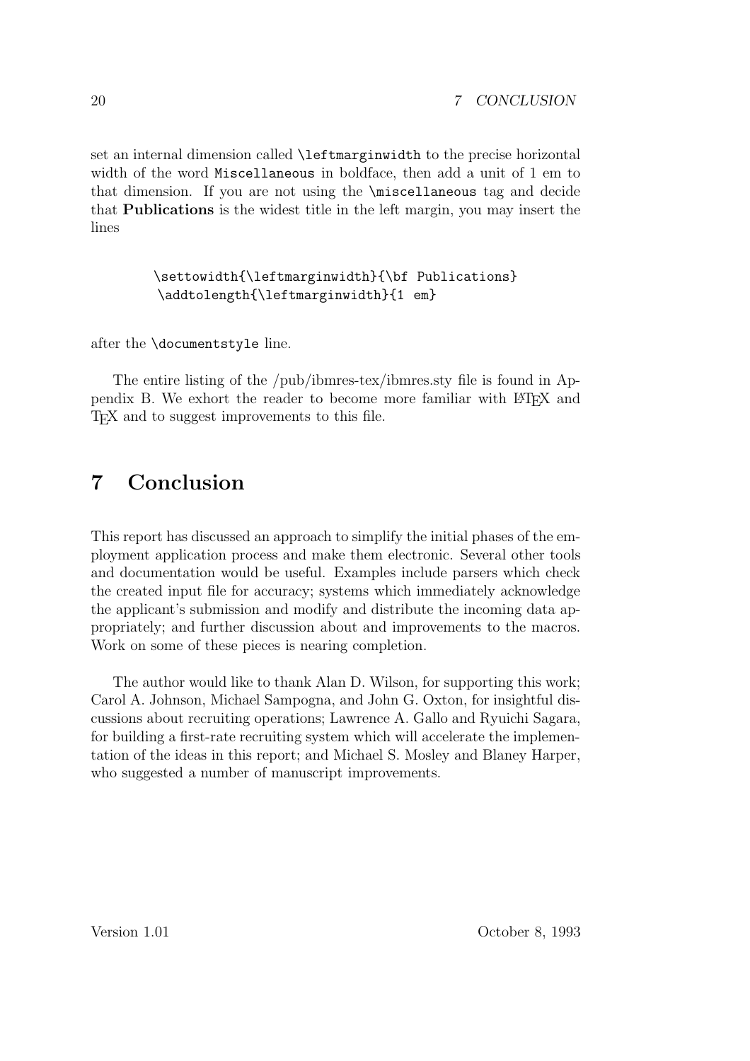set an internal dimension called `\leftmarginwidth` to the precise horizontal width of the word `Miscellaneous` in boldface, then add a unit of 1 em to that dimension. If you are not using the `\miscellaneous` tag and decide that **Publications** is the widest title in the left margin, you may insert the lines

```
\settowidth{\leftmarginwidth}{\bf Publications}
\addtolength{\leftmarginwidth}{1 em}
```

after the `\documentstyle` line.

The entire listing of the /pub/ibmres-tex/ibmres.sty file is found in Appendix B. We exhort the reader to become more familiar with LaTeX and TeX and to suggest improvements to this file.

# 7 Conclusion

This report has discussed an approach to simplify the initial phases of the employment application process and make them electronic. Several other tools and documentation would be useful. Examples include parsers which check the created input file for accuracy; systems which immediately acknowledge the applicant's submission and modify and distribute the incoming data appropriately; and further discussion about and improvements to the macros. Work on some of these pieces is nearing completion.

The author would like to thank Alan D. Wilson, for supporting this work; Carol A. Johnson, Michael Sampogna, and John G. Oxton, for insightful discussions about recruiting operations; Lawrence A. Gallo and Ryuichi Sagara, for building a first-rate recruiting system which will accelerate the implementation of the ideas in this report; and Michael S. Mosley and Blaney Harper, who suggested a number of manuscript improvements.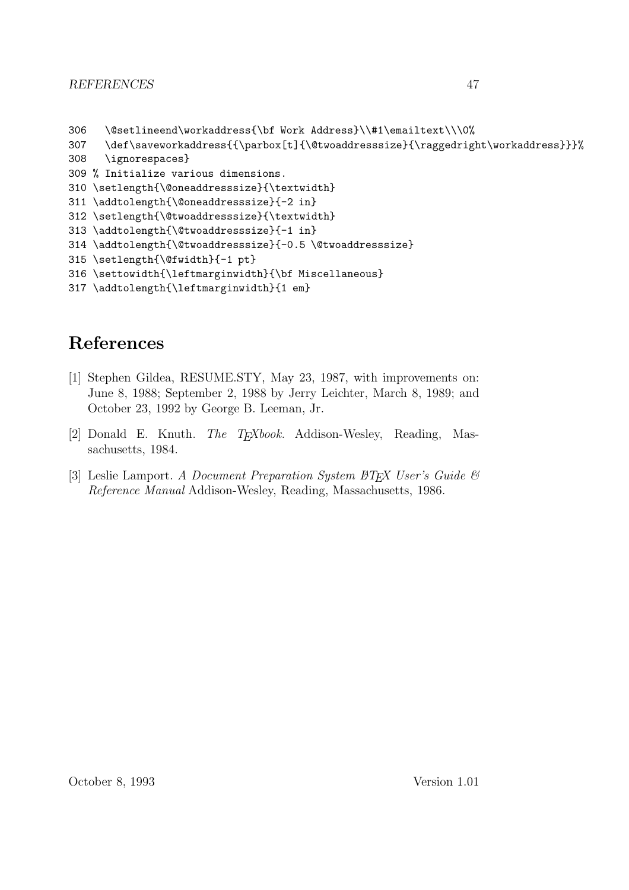```
306   \@setlineend\workaddress{\bf Work Address}\\#1\emailtext\\\0%
307   \def\saveworkaddress{{\parbox[t]{\@twoaddresssize}{\raggedright\workaddress}}}%
308   \ignorespaces}
309 % Initialize various dimensions.
310 \setlength{\@oneaddresssize}{\textwidth}
311 \addtolength{\@oneaddresssize}{-2 in}
312 \setlength{\@twoaddresssize}{\textwidth}
313 \addtolength{\@twoaddresssize}{-1 in}
314 \addtolength{\@twoaddresssize}{-0.5 \@twoaddresssize}
315 \setlength{\@fwidth}{-1 pt}
316 \settowidth{\leftmarginwidth}{\bf Miscellaneous}
317 \addtolength{\leftmarginwidth}{1 em}
```

# References

[1] Stephen Gildea, RESUME.STY, May 23, 1987, with improvements on: June 8, 1988; September 2, 1988 by Jerry Leichter, March 8, 1989; and October 23, 1992 by George B. Leeman, Jr.

[2] Donald E. Knuth. *The TeXbook.* Addison-Wesley, Reading, Massachusetts, 1984.

[3] Leslie Lamport. *A Document Preparation System LaTeX User's Guide & Reference Manual* Addison-Wesley, Reading, Massachusetts, 1986.